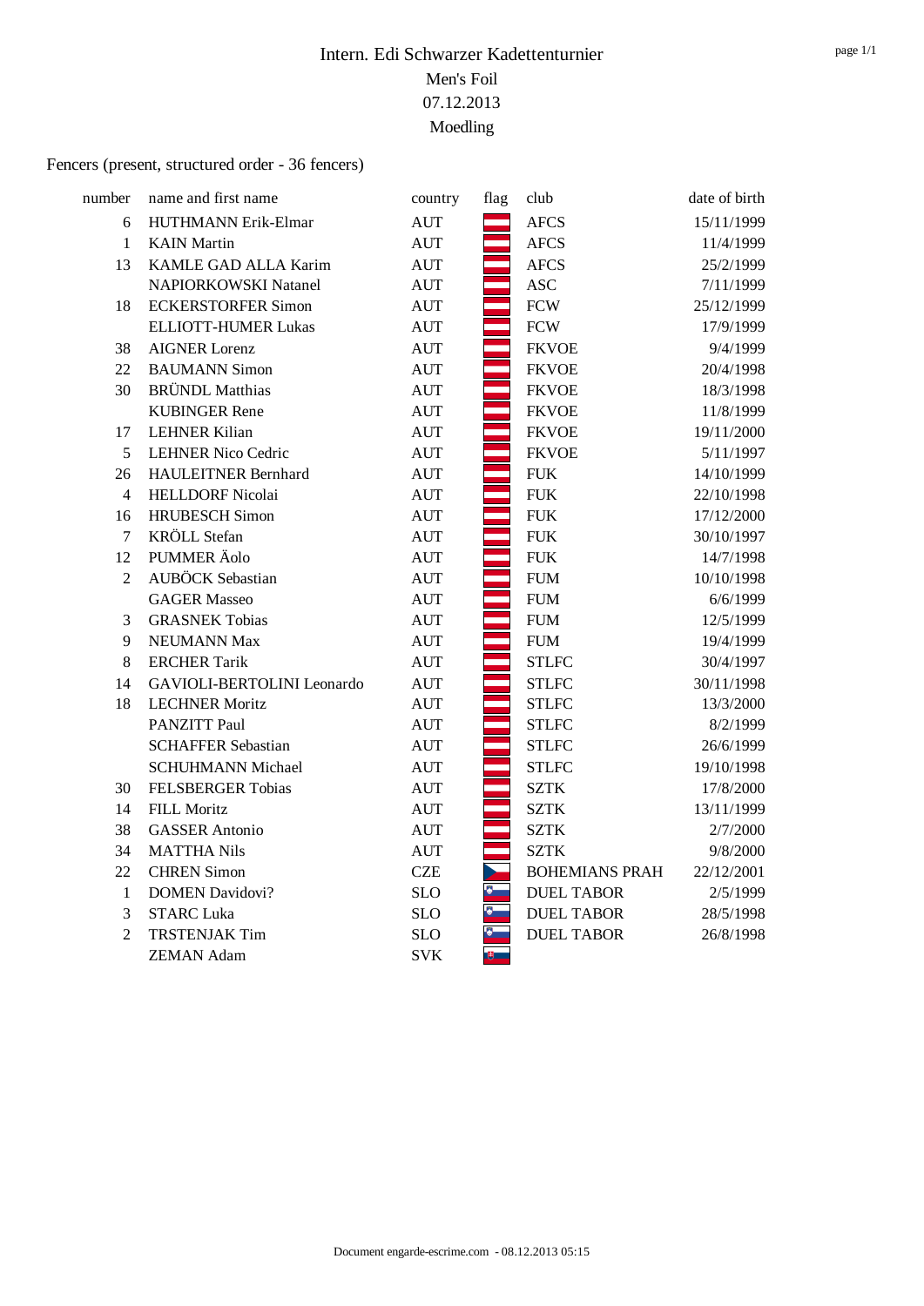# Intern. Edi Schwarzer Kadettenturnier

Men's Foil

07.12.2013

Moedling

Fencers (present, structured order - 36 fencers)

| number | name and first name | country | flag | club | date of birth |
|---|---|---|---|---|---|
| 6 | HUTHMANN Erik-Elmar | AUT | | AFCS | 15/11/1999 |
| 1 | KAIN Martin | AUT | | AFCS | 11/4/1999 |
| 13 | KAMLE GAD ALLA Karim | AUT | | AFCS | 25/2/1999 |
| | NAPIORKOWSKI Natanel | AUT | | ASC | 7/11/1999 |
| 18 | ECKERSTORFER Simon | AUT | | FCW | 25/12/1999 |
| | ELLIOTT-HUMER Lukas | AUT | | FCW | 17/9/1999 |
| 38 | AIGNER Lorenz | AUT | | FKVOE | 9/4/1999 |
| 22 | BAUMANN Simon | AUT | | FKVOE | 20/4/1998 |
| 30 | BRÜNDL Matthias | AUT | | FKVOE | 18/3/1998 |
| | KUBINGER Rene | AUT | | FKVOE | 11/8/1999 |
| 17 | LEHNER Kilian | AUT | | FKVOE | 19/11/2000 |
| 5 | LEHNER Nico Cedric | AUT | | FKVOE | 5/11/1997 |
| 26 | HAULEITNER Bernhard | AUT | | FUK | 14/10/1999 |
| 4 | HELLDORF Nicolai | AUT | | FUK | 22/10/1998 |
| 16 | HRUBESCH Simon | AUT | | FUK | 17/12/2000 |
| 7 | KRÖLL Stefan | AUT | | FUK | 30/10/1997 |
| 12 | PUMMER Äolo | AUT | | FUK | 14/7/1998 |
| 2 | AUBÖCK Sebastian | AUT | | FUM | 10/10/1998 |
| | GAGER Masseo | AUT | | FUM | 6/6/1999 |
| 3 | GRASNEK Tobias | AUT | | FUM | 12/5/1999 |
| 9 | NEUMANN Max | AUT | | FUM | 19/4/1999 |
| 8 | ERCHER Tarik | AUT | | STLFC | 30/4/1997 |
| 14 | GAVIOLI-BERTOLINI Leonardo | AUT | | STLFC | 30/11/1998 |
| 18 | LECHNER Moritz | AUT | | STLFC | 13/3/2000 |
| | PANZITT Paul | AUT | | STLFC | 8/2/1999 |
| | SCHAFFER Sebastian | AUT | | STLFC | 26/6/1999 |
| | SCHUHMANN Michael | AUT | | STLFC | 19/10/1998 |
| 30 | FELSBERGER Tobias | AUT | | SZTK | 17/8/2000 |
| 14 | FILL Moritz | AUT | | SZTK | 13/11/1999 |
| 38 | GASSER Antonio | AUT | | SZTK | 2/7/2000 |
| 34 | MATTHA Nils | AUT | | SZTK | 9/8/2000 |
| 22 | CHREN Simon | CZE | | BOHEMIANS PRAH | 22/12/2001 |
| 1 | DOMEN Davidovi? | SLO | | DUEL TABOR | 2/5/1999 |
| 3 | STARC Luka | SLO | | DUEL TABOR | 28/5/1998 |
| 2 | TRSTENJAK Tim | SLO | | DUEL TABOR | 26/8/1998 |
| | ZEMAN Adam | SVK | | | |

Document engarde-escrime.com - 08.12.2013 05:15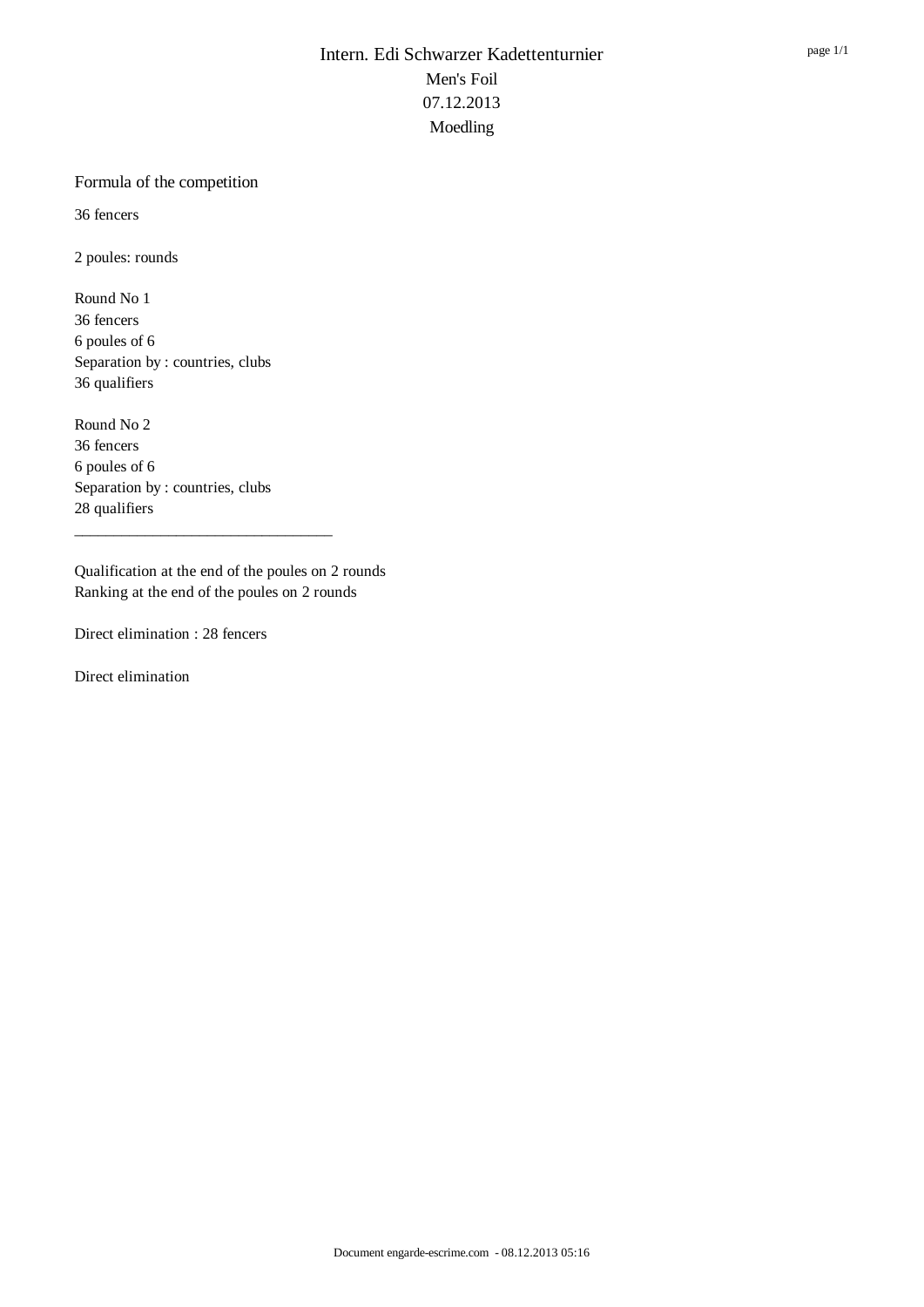# Intern. Edi Schwarzer Kadettenturnier

Men's Foil

07.12.2013

Moedling

## Formula of the competition

36 fencers

2 poules: rounds

Round No 1
36 fencers
6 poules of 6
Separation by : countries, clubs
36 qualifiers

Round No 2
36 fencers
6 poules of 6
Separation by : countries, clubs
28 qualifiers

---

Qualification at the end of the poules on 2 rounds
Ranking at the end of the poules on 2 rounds

Direct elimination : 28 fencers

Direct elimination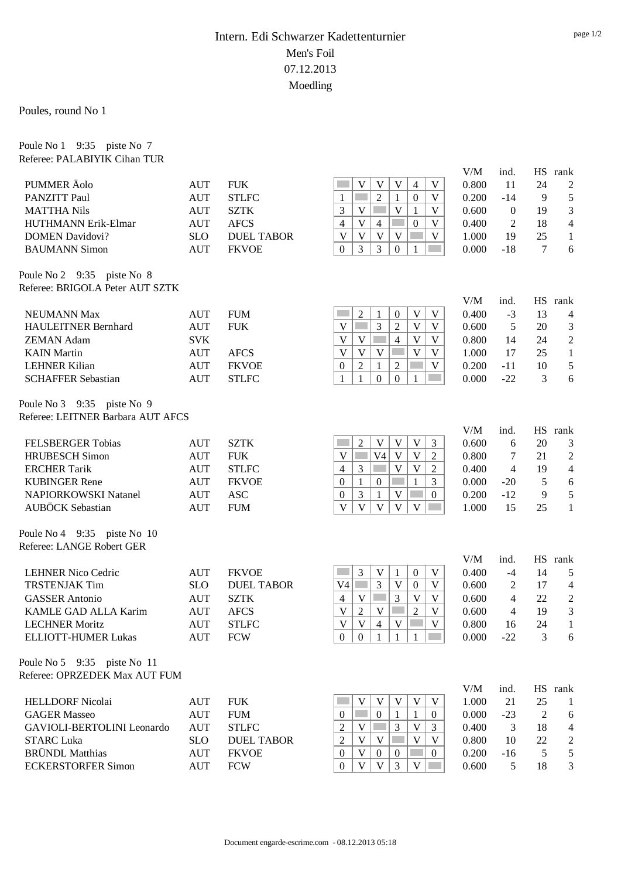# Intern. Edi Schwarzer Kadettenturnier

Men's Foil

07.12.2013

Moedling

Poules, round No 1

Poule No 1 9:35 piste No 7
Referee: PALABIYIK Cihan TUR

| Name | Nation | Club | 1 | 2 | 3 | 4 | 5 | 6 | V/M | ind. | HS | rank |
|---|---|---|---|---|---|---|---|---|---|---|---|---|
| PUMMER Äolo | AUT | FUK | | V | V | V | 4 | V | 0.800 | 11 | 24 | 2 |
| PANZITT Paul | AUT | STLFC | 1 | | 2 | 1 | 0 | V | 0.200 | -14 | 9 | 5 |
| MATTHA Nils | AUT | SZTK | 3 | V | | V | 1 | V | 0.600 | 0 | 19 | 3 |
| HUTHMANN Erik-Elmar | AUT | AFCS | 4 | V | 4 | | 0 | V | 0.400 | 2 | 18 | 4 |
| DOMEN Davidovi? | SLO | DUEL TABOR | V | V | V | V | | V | 1.000 | 19 | 25 | 1 |
| BAUMANN Simon | AUT | FKVOE | 0 | 3 | 3 | 0 | 1 | | 0.000 | -18 | 7 | 6 |

Poule No 2 9:35 piste No 8
Referee: BRIGOLA Peter AUT SZTK

| Name | Nation | Club | 1 | 2 | 3 | 4 | 5 | 6 | V/M | ind. | HS | rank |
|---|---|---|---|---|---|---|---|---|---|---|---|---|
| NEUMANN Max | AUT | FUM | | 2 | 1 | 0 | V | V | 0.400 | -3 | 13 | 4 |
| HAULEITNER Bernhard | AUT | FUK | V | | 3 | 2 | V | V | 0.600 | 5 | 20 | 3 |
| ZEMAN Adam | SVK | | V | V | | 4 | V | V | 0.800 | 14 | 24 | 2 |
| KAIN Martin | AUT | AFCS | V | V | V | | V | V | 1.000 | 17 | 25 | 1 |
| LEHNER Kilian | AUT | FKVOE | 0 | 2 | 1 | 2 | | V | 0.200 | -11 | 10 | 5 |
| SCHAFFER Sebastian | AUT | STLFC | 1 | 1 | 0 | 0 | 1 | | 0.000 | -22 | 3 | 6 |

Poule No 3 9:35 piste No 9
Referee: LEITNER Barbara AUT AFCS

| Name | Nation | Club | 1 | 2 | 3 | 4 | 5 | 6 | V/M | ind. | HS | rank |
|---|---|---|---|---|---|---|---|---|---|---|---|---|
| FELSBERGER Tobias | AUT | SZTK | | 2 | V | V | V | 3 | 0.600 | 6 | 20 | 3 |
| HRUBESCH Simon | AUT | FUK | V | | V4 | V | V | 2 | 0.800 | 7 | 21 | 2 |
| ERCHER Tarik | AUT | STLFC | 4 | 3 | | V | V | 2 | 0.400 | 4 | 19 | 4 |
| KUBINGER Rene | AUT | FKVOE | 0 | 1 | 0 | | 1 | 3 | 0.000 | -20 | 5 | 6 |
| NAPIORKOWSKI Natanel | AUT | ASC | 0 | 3 | 1 | V | | 0 | 0.200 | -12 | 9 | 5 |
| AUBÖCK Sebastian | AUT | FUM | V | V | V | V | V | | 1.000 | 15 | 25 | 1 |

Poule No 4 9:35 piste No 10
Referee: LANGE Robert GER

| Name | Nation | Club | 1 | 2 | 3 | 4 | 5 | 6 | V/M | ind. | HS | rank |
|---|---|---|---|---|---|---|---|---|---|---|---|---|
| LEHNER Nico Cedric | AUT | FKVOE | | 3 | V | 1 | 0 | V | 0.400 | -4 | 14 | 5 |
| TRSTENJAK Tim | SLO | DUEL TABOR | V4 | | 3 | V | 0 | V | 0.600 | 2 | 17 | 4 |
| GASSER Antonio | AUT | SZTK | 4 | V | | 3 | V | V | 0.600 | 4 | 22 | 2 |
| KAMLE GAD ALLA Karim | AUT | AFCS | V | 2 | V | | 2 | V | 0.600 | 4 | 19 | 3 |
| LECHNER Moritz | AUT | STLFC | V | V | 4 | V | | V | 0.800 | 16 | 24 | 1 |
| ELLIOTT-HUMER Lukas | AUT | FCW | 0 | 0 | 1 | 1 | 1 | | 0.000 | -22 | 3 | 6 |

Poule No 5 9:35 piste No 11
Referee: OPRZEDEK Max AUT FUM

| Name | Nation | Club | 1 | 2 | 3 | 4 | 5 | 6 | V/M | ind. | HS | rank |
|---|---|---|---|---|---|---|---|---|---|---|---|---|
| HELLDORF Nicolai | AUT | FUK | | V | V | V | V | V | 1.000 | 21 | 25 | 1 |
| GAGER Masseo | AUT | FUM | 0 | | 0 | 1 | 1 | 0 | 0.000 | -23 | 2 | 6 |
| GAVIOLI-BERTOLINI Leonardo | AUT | STLFC | 2 | V | | 3 | V | 3 | 0.400 | 3 | 18 | 4 |
| STARC Luka | SLO | DUEL TABOR | 2 | V | V | | V | V | 0.800 | 10 | 22 | 2 |
| BRÜNDL Matthias | AUT | FKVOE | 0 | V | 0 | 0 | | 0 | 0.200 | -16 | 5 | 5 |
| ECKERSTORFER Simon | AUT | FCW | 0 | V | V | 3 | V | | 0.600 | 5 | 18 | 3 |

Document engarde-escrime.com - 08.12.2013 05:18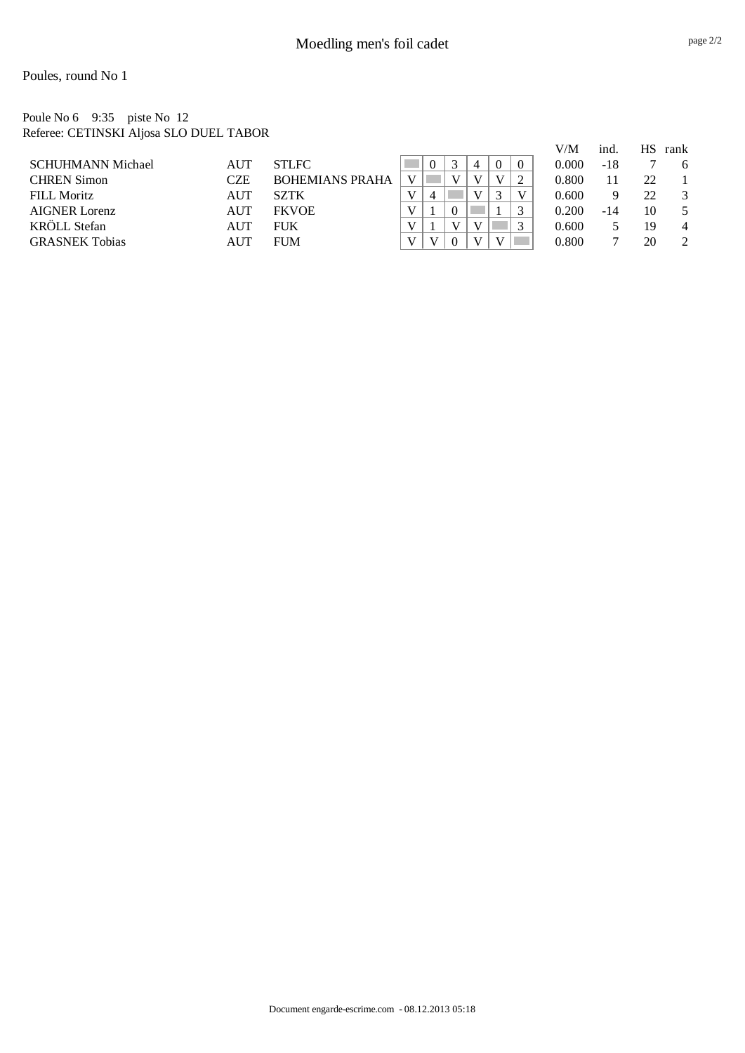# Moedling men's foil cadet

## Poules, round No 1

Poule No 6    9:35    piste No 12
Referee: CETINSKI Aljosa SLO DUEL TABOR

| | | | | | | | | | V/M | ind. | HS | rank |
|---|---|---|---|---|---|---|---|---|---|---|---|---|
| SCHUHMANN Michael | AUT | STLFC | | 0 | 3 | 4 | 0 | 0 | 0.000 | -18 | 7 | 6 |
| CHREN Simon | CZE | BOHEMIANS PRAHA | V | | V | V | V | 2 | 0.800 | 11 | 22 | 1 |
| FILL Moritz | AUT | SZTK | V | 4 | | V | 3 | V | 0.600 | 9 | 22 | 3 |
| AIGNER Lorenz | AUT | FKVOE | V | 1 | 0 | | 1 | 3 | 0.200 | -14 | 10 | 5 |
| KRÖLL Stefan | AUT | FUK | V | 1 | V | V | | 3 | 0.600 | 5 | 19 | 4 |
| GRASNEK Tobias | AUT | FUM | V | V | 0 | V | V | | 0.800 | 7 | 20 | 2 |

Document engarde-escrime.com - 08.12.2013 05:18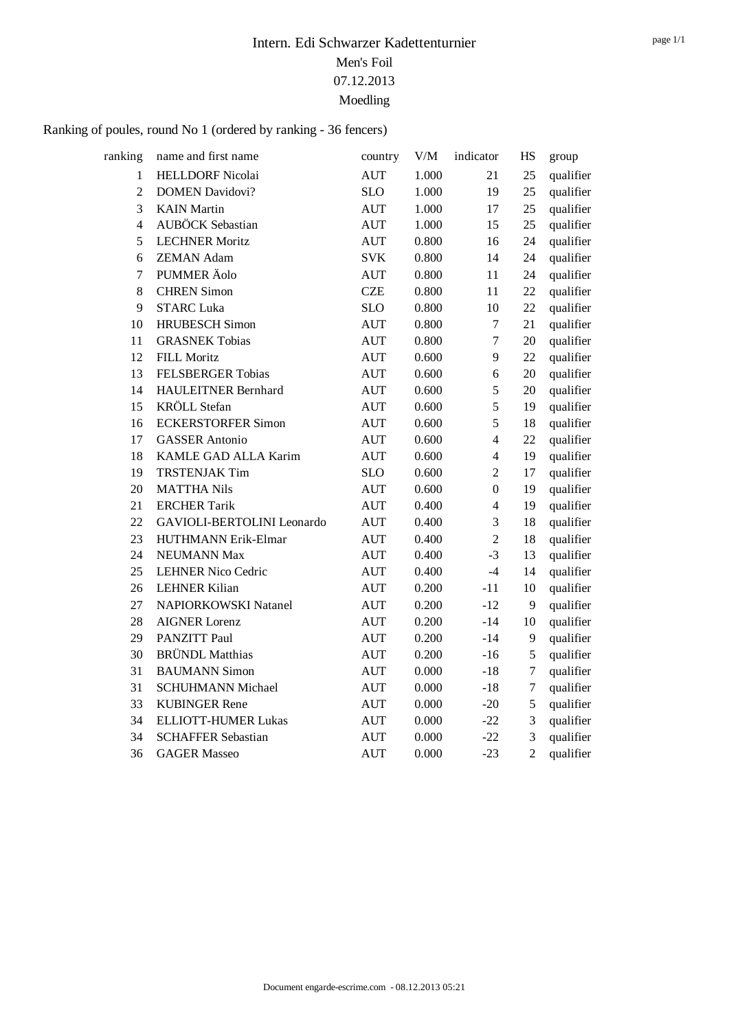# Intern. Edi Schwarzer Kadettenturnier

Men's Foil

07.12.2013

Moedling

Ranking of poules, round No 1 (ordered by ranking - 36 fencers)

| ranking | name and first name | country | V/M | indicator | HS | group |
|---|---|---|---|---|---|---|
| 1 | HELLDORF Nicolai | AUT | 1.000 | 21 | 25 | qualifier |
| 2 | DOMEN Davidovi? | SLO | 1.000 | 19 | 25 | qualifier |
| 3 | KAIN Martin | AUT | 1.000 | 17 | 25 | qualifier |
| 4 | AUBÖCK Sebastian | AUT | 1.000 | 15 | 25 | qualifier |
| 5 | LECHNER Moritz | AUT | 0.800 | 16 | 24 | qualifier |
| 6 | ZEMAN Adam | SVK | 0.800 | 14 | 24 | qualifier |
| 7 | PUMMER Äolo | AUT | 0.800 | 11 | 24 | qualifier |
| 8 | CHREN Simon | CZE | 0.800 | 11 | 22 | qualifier |
| 9 | STARC Luka | SLO | 0.800 | 10 | 22 | qualifier |
| 10 | HRUBESCH Simon | AUT | 0.800 | 7 | 21 | qualifier |
| 11 | GRASNEK Tobias | AUT | 0.800 | 7 | 20 | qualifier |
| 12 | FILL Moritz | AUT | 0.600 | 9 | 22 | qualifier |
| 13 | FELSBERGER Tobias | AUT | 0.600 | 6 | 20 | qualifier |
| 14 | HAULEITNER Bernhard | AUT | 0.600 | 5 | 20 | qualifier |
| 15 | KRÖLL Stefan | AUT | 0.600 | 5 | 19 | qualifier |
| 16 | ECKERSTORFER Simon | AUT | 0.600 | 5 | 18 | qualifier |
| 17 | GASSER Antonio | AUT | 0.600 | 4 | 22 | qualifier |
| 18 | KAMLE GAD ALLA Karim | AUT | 0.600 | 4 | 19 | qualifier |
| 19 | TRSTENJAK Tim | SLO | 0.600 | 2 | 17 | qualifier |
| 20 | MATTHA Nils | AUT | 0.600 | 0 | 19 | qualifier |
| 21 | ERCHER Tarik | AUT | 0.400 | 4 | 19 | qualifier |
| 22 | GAVIOLI-BERTOLINI Leonardo | AUT | 0.400 | 3 | 18 | qualifier |
| 23 | HUTHMANN Erik-Elmar | AUT | 0.400 | 2 | 18 | qualifier |
| 24 | NEUMANN Max | AUT | 0.400 | -3 | 13 | qualifier |
| 25 | LEHNER Nico Cedric | AUT | 0.400 | -4 | 14 | qualifier |
| 26 | LEHNER Kilian | AUT | 0.200 | -11 | 10 | qualifier |
| 27 | NAPIORKOWSKI Natanel | AUT | 0.200 | -12 | 9 | qualifier |
| 28 | AIGNER Lorenz | AUT | 0.200 | -14 | 10 | qualifier |
| 29 | PANZITT Paul | AUT | 0.200 | -14 | 9 | qualifier |
| 30 | BRÜNDL Matthias | AUT | 0.200 | -16 | 5 | qualifier |
| 31 | BAUMANN Simon | AUT | 0.000 | -18 | 7 | qualifier |
| 31 | SCHUHMANN Michael | AUT | 0.000 | -18 | 7 | qualifier |
| 33 | KUBINGER Rene | AUT | 0.000 | -20 | 5 | qualifier |
| 34 | ELLIOTT-HUMER Lukas | AUT | 0.000 | -22 | 3 | qualifier |
| 34 | SCHAFFER Sebastian | AUT | 0.000 | -22 | 3 | qualifier |
| 36 | GAGER Masseo | AUT | 0.000 | -23 | 2 | qualifier |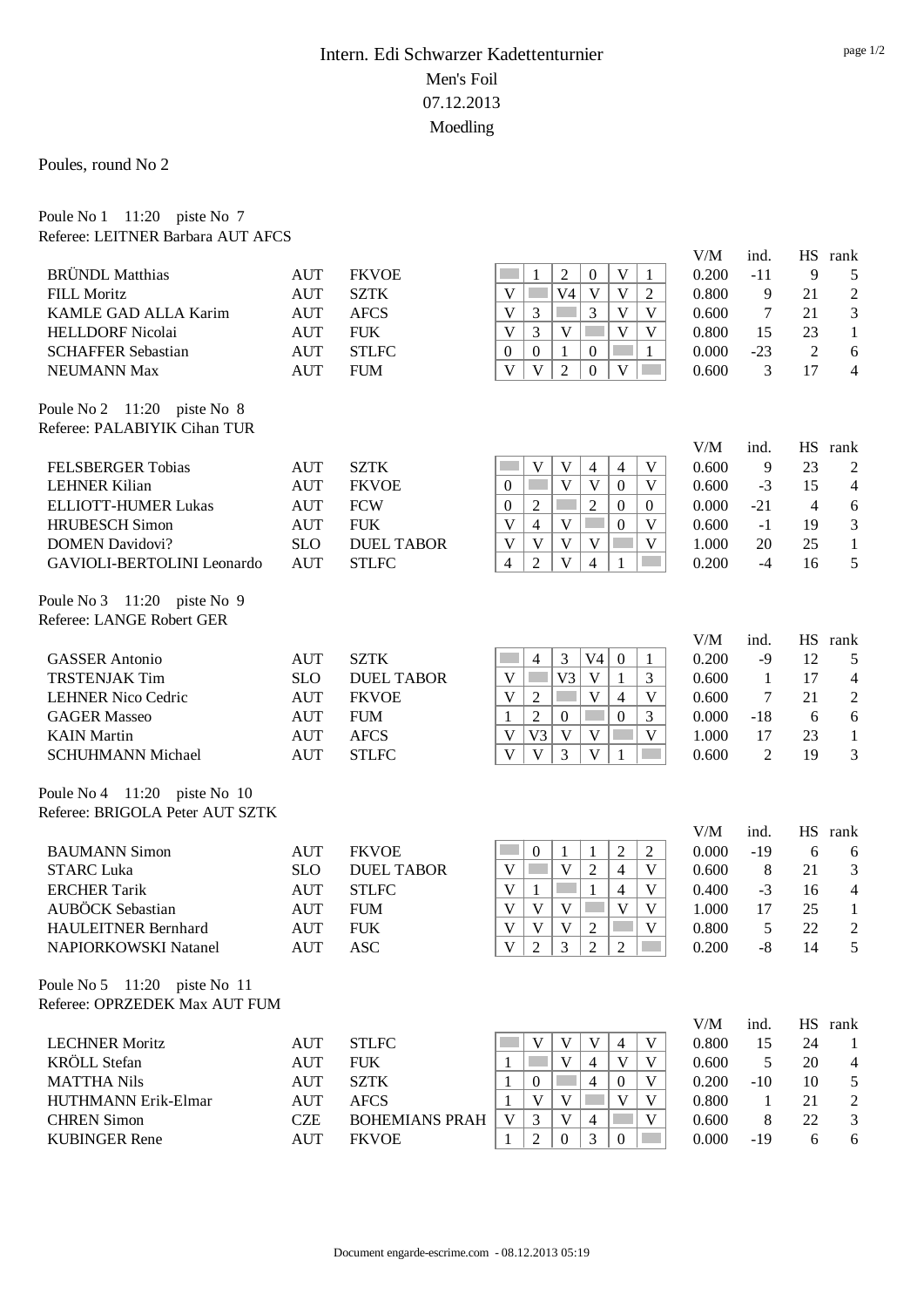# Intern. Edi Schwarzer Kadettenturnier

Men's Foil

07.12.2013

Moedling

## Poules, round No 2

### Poule No 1 11:20 piste No 7

Referee: LEITNER Barbara AUT AFCS

| Name | Nat | Club | 1 | 2 | 3 | 4 | 5 | 6 | V/M | ind. | HS | rank |
|---|---|---|---|---|---|---|---|---|---|---|---|---|
| BRÜNDL Matthias | AUT | FKVOE | | 1 | 2 | 0 | V | 1 | 0.200 | -11 | 9 | 5 |
| FILL Moritz | AUT | SZTK | V | | V4 | V | V | 2 | 0.800 | 9 | 21 | 2 |
| KAMLE GAD ALLA Karim | AUT | AFCS | V | 3 | | 3 | V | V | 0.600 | 7 | 21 | 3 |
| HELLDORF Nicolai | AUT | FUK | V | 3 | V | | V | V | 0.800 | 15 | 23 | 1 |
| SCHAFFER Sebastian | AUT | STLFC | 0 | 0 | 1 | 0 | | 1 | 0.000 | -23 | 2 | 6 |
| NEUMANN Max | AUT | FUM | V | V | 2 | 0 | V | | 0.600 | 3 | 17 | 4 |

### Poule No 2 11:20 piste No 8

Referee: PALABIYIK Cihan TUR

| Name | Nat | Club | 1 | 2 | 3 | 4 | 5 | 6 | V/M | ind. | HS | rank |
|---|---|---|---|---|---|---|---|---|---|---|---|---|
| FELSBERGER Tobias | AUT | SZTK | | V | V | 4 | 4 | V | 0.600 | 9 | 23 | 2 |
| LEHNER Kilian | AUT | FKVOE | 0 | | V | V | 0 | V | 0.600 | -3 | 15 | 4 |
| ELLIOTT-HUMER Lukas | AUT | FCW | 0 | 2 | | 2 | 0 | 0 | 0.000 | -21 | 4 | 6 |
| HRUBESCH Simon | AUT | FUK | V | 4 | V | | 0 | V | 0.600 | -1 | 19 | 3 |
| DOMEN Davidovi? | SLO | DUEL TABOR | V | V | V | V | | V | 1.000 | 20 | 25 | 1 |
| GAVIOLI-BERTOLINI Leonardo | AUT | STLFC | 4 | 2 | V | 4 | 1 | | 0.200 | -4 | 16 | 5 |

### Poule No 3 11:20 piste No 9

Referee: LANGE Robert GER

| Name | Nat | Club | 1 | 2 | 3 | 4 | 5 | 6 | V/M | ind. | HS | rank |
|---|---|---|---|---|---|---|---|---|---|---|---|---|
| GASSER Antonio | AUT | SZTK | | 4 | 3 | V4 | 0 | 1 | 0.200 | -9 | 12 | 5 |
| TRSTENJAK Tim | SLO | DUEL TABOR | V | | V3 | V | 1 | 3 | 0.600 | 1 | 17 | 4 |
| LEHNER Nico Cedric | AUT | FKVOE | V | 2 | | V | 4 | V | 0.600 | 7 | 21 | 2 |
| GAGER Masseo | AUT | FUM | 1 | 2 | 0 | | 0 | 3 | 0.000 | -18 | 6 | 6 |
| KAIN Martin | AUT | AFCS | V | V3 | V | V | | V | 1.000 | 17 | 23 | 1 |
| SCHUHMANN Michael | AUT | STLFC | V | V | 3 | V | 1 | | 0.600 | 2 | 19 | 3 |

### Poule No 4 11:20 piste No 10

Referee: BRIGOLA Peter AUT SZTK

| Name | Nat | Club | 1 | 2 | 3 | 4 | 5 | 6 | V/M | ind. | HS | rank |
|---|---|---|---|---|---|---|---|---|---|---|---|---|
| BAUMANN Simon | AUT | FKVOE | | 0 | 1 | 1 | 2 | 2 | 0.000 | -19 | 6 | 6 |
| STARC Luka | SLO | DUEL TABOR | V | | V | 2 | 4 | V | 0.600 | 8 | 21 | 3 |
| ERCHER Tarik | AUT | STLFC | V | 1 | | 1 | 4 | V | 0.400 | -3 | 16 | 4 |
| AUBÖCK Sebastian | AUT | FUM | V | V | V | | V | V | 1.000 | 17 | 25 | 1 |
| HAULEITNER Bernhard | AUT | FUK | V | V | V | 2 | | V | 0.800 | 5 | 22 | 2 |
| NAPIORKOWSKI Natanel | AUT | ASC | V | 2 | 3 | 2 | 2 | | 0.200 | -8 | 14 | 5 |

### Poule No 5 11:20 piste No 11

Referee: OPRZEDEK Max AUT FUM

| Name | Nat | Club | 1 | 2 | 3 | 4 | 5 | 6 | V/M | ind. | HS | rank |
|---|---|---|---|---|---|---|---|---|---|---|---|---|
| LECHNER Moritz | AUT | STLFC | | V | V | V | 4 | V | 0.800 | 15 | 24 | 1 |
| KRÖLL Stefan | AUT | FUK | 1 | | V | 4 | V | V | 0.600 | 5 | 20 | 4 |
| MATTHA Nils | AUT | SZTK | 1 | 0 | | 4 | 0 | V | 0.200 | -10 | 10 | 5 |
| HUTHMANN Erik-Elmar | AUT | AFCS | 1 | V | V | | V | V | 0.800 | 1 | 21 | 2 |
| CHREN Simon | CZE | BOHEMIANS PRAH | V | 3 | V | 4 | | V | 0.600 | 8 | 22 | 3 |
| KUBINGER Rene | AUT | FKVOE | 1 | 2 | 0 | 3 | 0 | | 0.000 | -19 | 6 | 6 |

Document engarde-escrime.com - 08.12.2013 05:19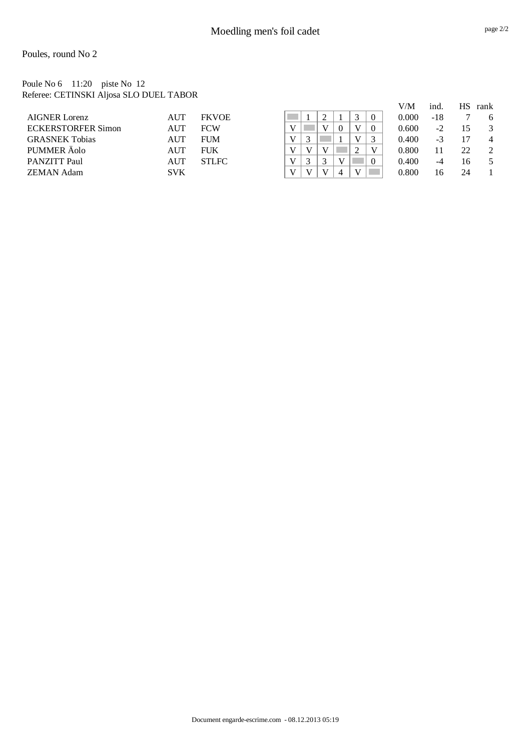# Moedling men's foil cadet

Poules, round No 2

Poule No 6    11:20    piste No 12
Referee: CETINSKI Aljosa SLO DUEL TABOR

| | | | | | | | | | | V/M | ind. | HS | rank |
|---|---|---|---|---|---|---|---|---|---|---|---|---|---|
| AIGNER Lorenz | AUT | FKVOE | | 1 | 2 | 1 | 3 | 0 | | 0.000 | -18 | 7 | 6 |
| ECKERSTORFER Simon | AUT | FCW | V | | V | 0 | V | 0 | | 0.600 | -2 | 15 | 3 |
| GRASNEK Tobias | AUT | FUM | V | 3 | | 1 | V | 3 | | 0.400 | -3 | 17 | 4 |
| PUMMER Äolo | AUT | FUK | V | V | V | | 2 | V | | 0.800 | 11 | 22 | 2 |
| PANZITT Paul | AUT | STLFC | V | 3 | 3 | V | | 0 | | 0.400 | -4 | 16 | 5 |
| ZEMAN Adam | SVK | | V | V | V | 4 | V | | | 0.800 | 16 | 24 | 1 |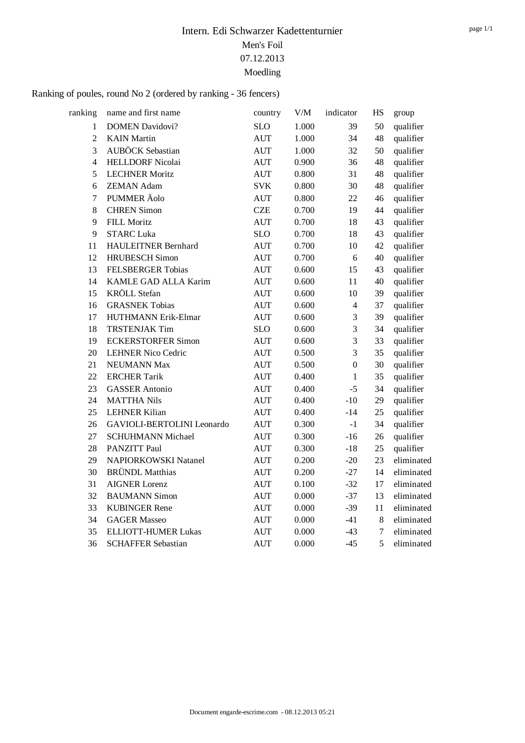# Intern. Edi Schwarzer Kadettenturnier

Men's Foil

07.12.2013

Moedling

Ranking of poules, round No 2 (ordered by ranking - 36 fencers)

| ranking | name and first name | country | V/M | indicator | HS | group |
|---|---|---|---|---|---|---|
| 1 | DOMEN Davidovi? | SLO | 1.000 | 39 | 50 | qualifier |
| 2 | KAIN Martin | AUT | 1.000 | 34 | 48 | qualifier |
| 3 | AUBÖCK Sebastian | AUT | 1.000 | 32 | 50 | qualifier |
| 4 | HELLDORF Nicolai | AUT | 0.900 | 36 | 48 | qualifier |
| 5 | LECHNER Moritz | AUT | 0.800 | 31 | 48 | qualifier |
| 6 | ZEMAN Adam | SVK | 0.800 | 30 | 48 | qualifier |
| 7 | PUMMER Äolo | AUT | 0.800 | 22 | 46 | qualifier |
| 8 | CHREN Simon | CZE | 0.700 | 19 | 44 | qualifier |
| 9 | FILL Moritz | AUT | 0.700 | 18 | 43 | qualifier |
| 9 | STARC Luka | SLO | 0.700 | 18 | 43 | qualifier |
| 11 | HAULEITNER Bernhard | AUT | 0.700 | 10 | 42 | qualifier |
| 12 | HRUBESCH Simon | AUT | 0.700 | 6 | 40 | qualifier |
| 13 | FELSBERGER Tobias | AUT | 0.600 | 15 | 43 | qualifier |
| 14 | KAMLE GAD ALLA Karim | AUT | 0.600 | 11 | 40 | qualifier |
| 15 | KRÖLL Stefan | AUT | 0.600 | 10 | 39 | qualifier |
| 16 | GRASNEK Tobias | AUT | 0.600 | 4 | 37 | qualifier |
| 17 | HUTHMANN Erik-Elmar | AUT | 0.600 | 3 | 39 | qualifier |
| 18 | TRSTENJAK Tim | SLO | 0.600 | 3 | 34 | qualifier |
| 19 | ECKERSTORFER Simon | AUT | 0.600 | 3 | 33 | qualifier |
| 20 | LEHNER Nico Cedric | AUT | 0.500 | 3 | 35 | qualifier |
| 21 | NEUMANN Max | AUT | 0.500 | 0 | 30 | qualifier |
| 22 | ERCHER Tarik | AUT | 0.400 | 1 | 35 | qualifier |
| 23 | GASSER Antonio | AUT | 0.400 | -5 | 34 | qualifier |
| 24 | MATTHA Nils | AUT | 0.400 | -10 | 29 | qualifier |
| 25 | LEHNER Kilian | AUT | 0.400 | -14 | 25 | qualifier |
| 26 | GAVIOLI-BERTOLINI Leonardo | AUT | 0.300 | -1 | 34 | qualifier |
| 27 | SCHUHMANN Michael | AUT | 0.300 | -16 | 26 | qualifier |
| 28 | PANZITT Paul | AUT | 0.300 | -18 | 25 | qualifier |
| 29 | NAPIORKOWSKI Natanel | AUT | 0.200 | -20 | 23 | eliminated |
| 30 | BRÜNDL Matthias | AUT | 0.200 | -27 | 14 | eliminated |
| 31 | AIGNER Lorenz | AUT | 0.100 | -32 | 17 | eliminated |
| 32 | BAUMANN Simon | AUT | 0.000 | -37 | 13 | eliminated |
| 33 | KUBINGER Rene | AUT | 0.000 | -39 | 11 | eliminated |
| 34 | GAGER Masseo | AUT | 0.000 | -41 | 8 | eliminated |
| 35 | ELLIOTT-HUMER Lukas | AUT | 0.000 | -43 | 7 | eliminated |
| 36 | SCHAFFER Sebastian | AUT | 0.000 | -45 | 5 | eliminated |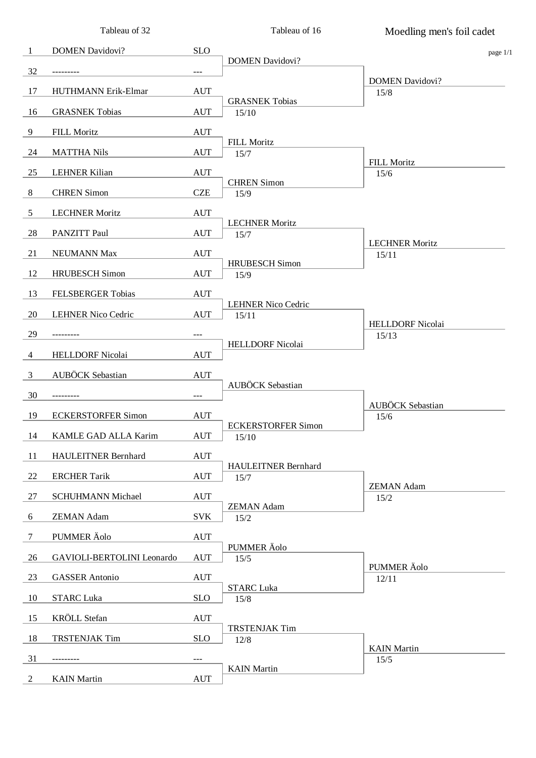# Moedling men's foil cadet

| Seed | Tableau of 32 | Nation | Tableau of 16 | Tableau of 8 |
|---|---|---|---|---|
| 1 | DOMEN Davidovi? | SLO | DOMEN Davidovi? | DOMEN Davidovi? 15/8 |
| 32 | --------- | --- | | |
| 17 | HUTHMANN Erik-Elmar | AUT | GRASNEK Tobias 15/10 | |
| 16 | GRASNEK Tobias | AUT | | |
| 9 | FILL Moritz | AUT | FILL Moritz 15/7 | FILL Moritz 15/6 |
| 24 | MATTHA Nils | AUT | | |
| 25 | LEHNER Kilian | AUT | CHREN Simon 15/9 | |
| 8 | CHREN Simon | CZE | | |
| 5 | LECHNER Moritz | AUT | LECHNER Moritz 15/7 | LECHNER Moritz 15/11 |
| 28 | PANZITT Paul | AUT | | |
| 21 | NEUMANN Max | AUT | HRUBESCH Simon 15/9 | |
| 12 | HRUBESCH Simon | AUT | | |
| 13 | FELSBERGER Tobias | AUT | LEHNER Nico Cedric 15/11 | HELLDORF Nicolai 15/13 |
| 20 | LEHNER Nico Cedric | AUT | | |
| 29 | --------- | --- | HELLDORF Nicolai | |
| 4 | HELLDORF Nicolai | AUT | | |
| 3 | AUBÖCK Sebastian | AUT | AUBÖCK Sebastian | AUBÖCK Sebastian 15/6 |
| 30 | --------- | --- | | |
| 19 | ECKERSTORFER Simon | AUT | ECKERSTORFER Simon 15/10 | |
| 14 | KAMLE GAD ALLA Karim | AUT | | |
| 11 | HAULEITNER Bernhard | AUT | HAULEITNER Bernhard 15/7 | ZEMAN Adam 15/2 |
| 22 | ERCHER Tarik | AUT | | |
| 27 | SCHUHMANN Michael | AUT | ZEMAN Adam 15/2 | |
| 6 | ZEMAN Adam | SVK | | |
| 7 | PUMMER Äolo | AUT | PUMMER Äolo 15/5 | PUMMER Äolo 12/11 |
| 26 | GAVIOLI-BERTOLINI Leonardo | AUT | | |
| 23 | GASSER Antonio | AUT | STARC Luka 15/8 | |
| 10 | STARC Luka | SLO | | |
| 15 | KRÖLL Stefan | AUT | TRSTENJAK Tim 12/8 | KAIN Martin 15/5 |
| 18 | TRSTENJAK Tim | SLO | | |
| 31 | --------- | --- | KAIN Martin | |
| 2 | KAIN Martin | AUT | | |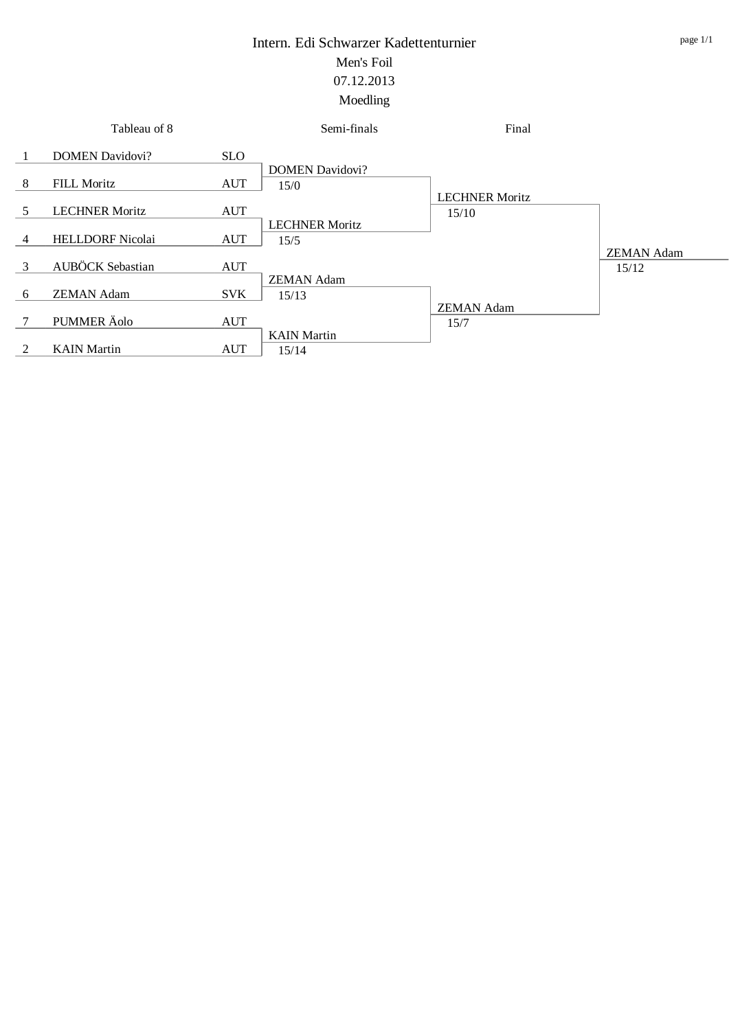# Intern. Edi Schwarzer Kadettenturnier

## Men's Foil

07.12.2013

Moedling

| Seed | Tableau of 8 | Nation | Semi-finals | Final | Winner |
|---|---|---|---|---|---|
| 1 | DOMEN Davidovi? | SLO | DOMEN Davidovi? 15/0 | LECHNER Moritz 15/10 | ZEMAN Adam 15/12 |
| 8 | FILL Moritz | AUT | | | |
| 5 | LECHNER Moritz | AUT | LECHNER Moritz 15/5 | | |
| 4 | HELLDORF Nicolai | AUT | | | |
| 3 | AUBÖCK Sebastian | AUT | ZEMAN Adam 15/13 | ZEMAN Adam 15/7 | |
| 6 | ZEMAN Adam | SVK | | | |
| 7 | PUMMER Äolo | AUT | KAIN Martin 15/14 | | |
| 2 | KAIN Martin | AUT | | | |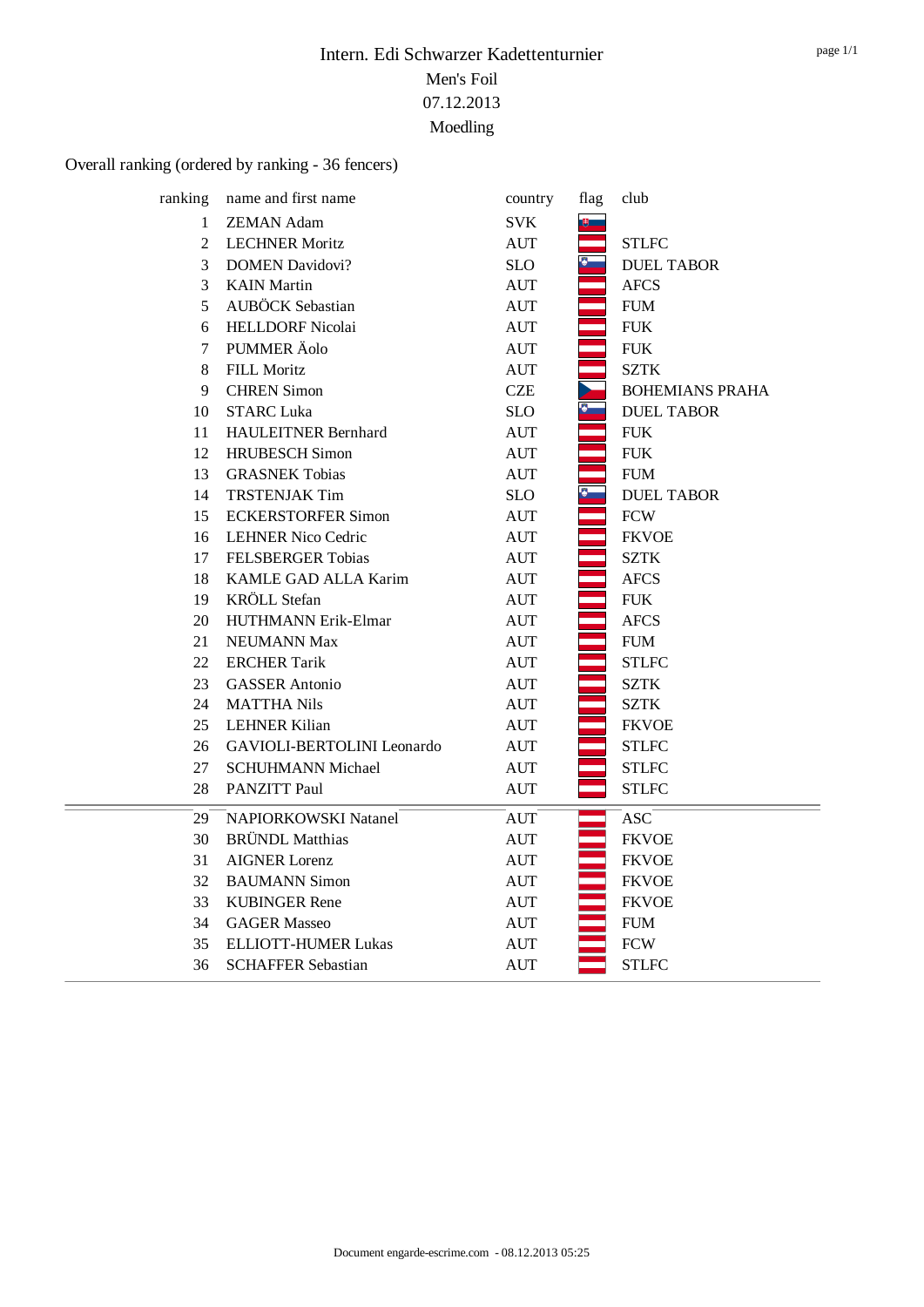# Intern. Edi Schwarzer Kadettenturnier

Men's Foil

07.12.2013

Moedling

Overall ranking (ordered by ranking - 36 fencers)

| ranking | name and first name | country | flag | club |
|---|---|---|---|---|
| 1 | ZEMAN Adam | SVK | | |
| 2 | LECHNER Moritz | AUT | | STLFC |
| 3 | DOMEN Davidovi? | SLO | | DUEL TABOR |
| 3 | KAIN Martin | AUT | | AFCS |
| 5 | AUBÖCK Sebastian | AUT | | FUM |
| 6 | HELLDORF Nicolai | AUT | | FUK |
| 7 | PUMMER Äolo | AUT | | FUK |
| 8 | FILL Moritz | AUT | | SZTK |
| 9 | CHREN Simon | CZE | | BOHEMIANS PRAHA |
| 10 | STARC Luka | SLO | | DUEL TABOR |
| 11 | HAULEITNER Bernhard | AUT | | FUK |
| 12 | HRUBESCH Simon | AUT | | FUK |
| 13 | GRASNEK Tobias | AUT | | FUM |
| 14 | TRSTENJAK Tim | SLO | | DUEL TABOR |
| 15 | ECKERSTORFER Simon | AUT | | FCW |
| 16 | LEHNER Nico Cedric | AUT | | FKVOE |
| 17 | FELSBERGER Tobias | AUT | | SZTK |
| 18 | KAMLE GAD ALLA Karim | AUT | | AFCS |
| 19 | KRÖLL Stefan | AUT | | FUK |
| 20 | HUTHMANN Erik-Elmar | AUT | | AFCS |
| 21 | NEUMANN Max | AUT | | FUM |
| 22 | ERCHER Tarik | AUT | | STLFC |
| 23 | GASSER Antonio | AUT | | SZTK |
| 24 | MATTHA Nils | AUT | | SZTK |
| 25 | LEHNER Kilian | AUT | | FKVOE |
| 26 | GAVIOLI-BERTOLINI Leonardo | AUT | | STLFC |
| 27 | SCHUHMANN Michael | AUT | | STLFC |
| 28 | PANZITT Paul | AUT | | STLFC |
| 29 | NAPIORKOWSKI Natanel | AUT | | ASC |
| 30 | BRÜNDL Matthias | AUT | | FKVOE |
| 31 | AIGNER Lorenz | AUT | | FKVOE |
| 32 | BAUMANN Simon | AUT | | FKVOE |
| 33 | KUBINGER Rene | AUT | | FKVOE |
| 34 | GAGER Masseo | AUT | | FUM |
| 35 | ELLIOTT-HUMER Lukas | AUT | | FCW |
| 36 | SCHAFFER Sebastian | AUT | | STLFC |

Document engarde-escrime.com - 08.12.2013 05:25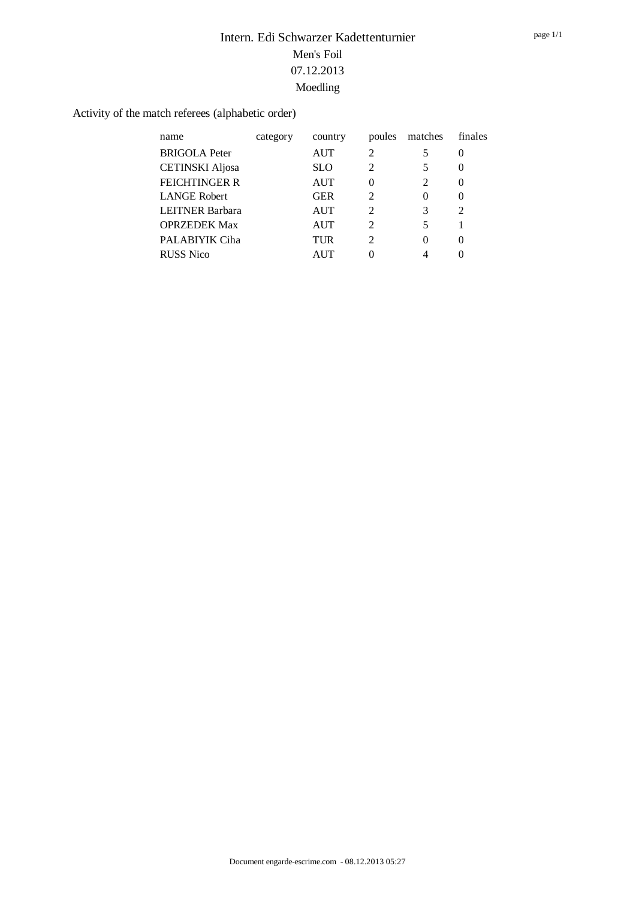# Intern. Edi Schwarzer Kadettenturnier

Men's Foil

07.12.2013

Moedling

Activity of the match referees (alphabetic order)

| name | category | country | poules | matches | finales |
|---|---|---|---|---|---|
| BRIGOLA Peter | | AUT | 2 | 5 | 0 |
| CETINSKI Aljosa | | SLO | 2 | 5 | 0 |
| FEICHTINGER R | | AUT | 0 | 2 | 0 |
| LANGE Robert | | GER | 2 | 0 | 0 |
| LEITNER Barbara | | AUT | 2 | 3 | 2 |
| OPRZEDEK Max | | AUT | 2 | 5 | 1 |
| PALABIYIK Ciha | | TUR | 2 | 0 | 0 |
| RUSS Nico | | AUT | 0 | 4 | 0 |

Document engarde-escrime.com - 08.12.2013 05:27